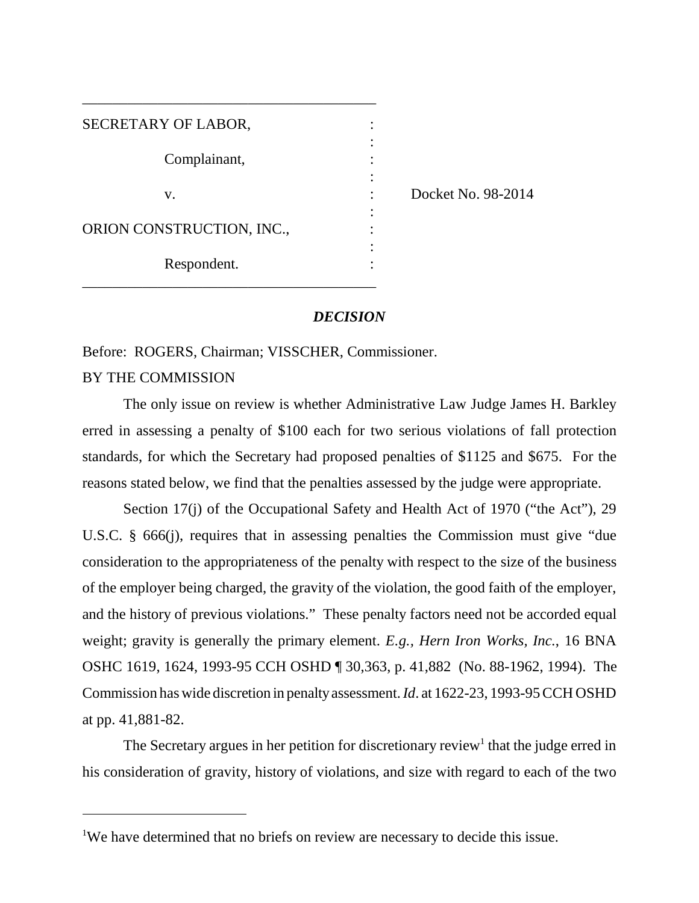| | | |
|---|---|---|
| SECRETARY OF LABOR, | : | |
| | : | |
| Complainant, | : | |
| | : | |
| v. | : | Docket No. 98-2014 |
| | : | |
| ORION CONSTRUCTION, INC., | : | |
| | : | |
| Respondent. | : | |

***DECISION***

Before: ROGERS, Chairman; VISSCHER, Commissioner.

BY THE COMMISSION

The only issue on review is whether Administrative Law Judge James H. Barkley erred in assessing a penalty of $100 each for two serious violations of fall protection standards, for which the Secretary had proposed penalties of $1125 and $675. For the reasons stated below, we find that the penalties assessed by the judge were appropriate.

Section 17(j) of the Occupational Safety and Health Act of 1970 ("the Act"), 29 U.S.C. § 666(j), requires that in assessing penalties the Commission must give "due consideration to the appropriateness of the penalty with respect to the size of the business of the employer being charged, the gravity of the violation, the good faith of the employer, and the history of previous violations." These penalty factors need not be accorded equal weight; gravity is generally the primary element. *E.g., Hern Iron Works, Inc.*, 16 BNA OSHC 1619, 1624, 1993-95 CCH OSHD ¶ 30,363, p. 41,882 (No. 88-1962, 1994). The Commission has wide discretion in penalty assessment. *Id*. at 1622-23, 1993-95 CCH OSHD at pp. 41,881-82.

The Secretary argues in her petition for discretionary review[1] that the judge erred in his consideration of gravity, history of violations, and size with regard to each of the two

[1]We have determined that no briefs on review are necessary to decide this issue.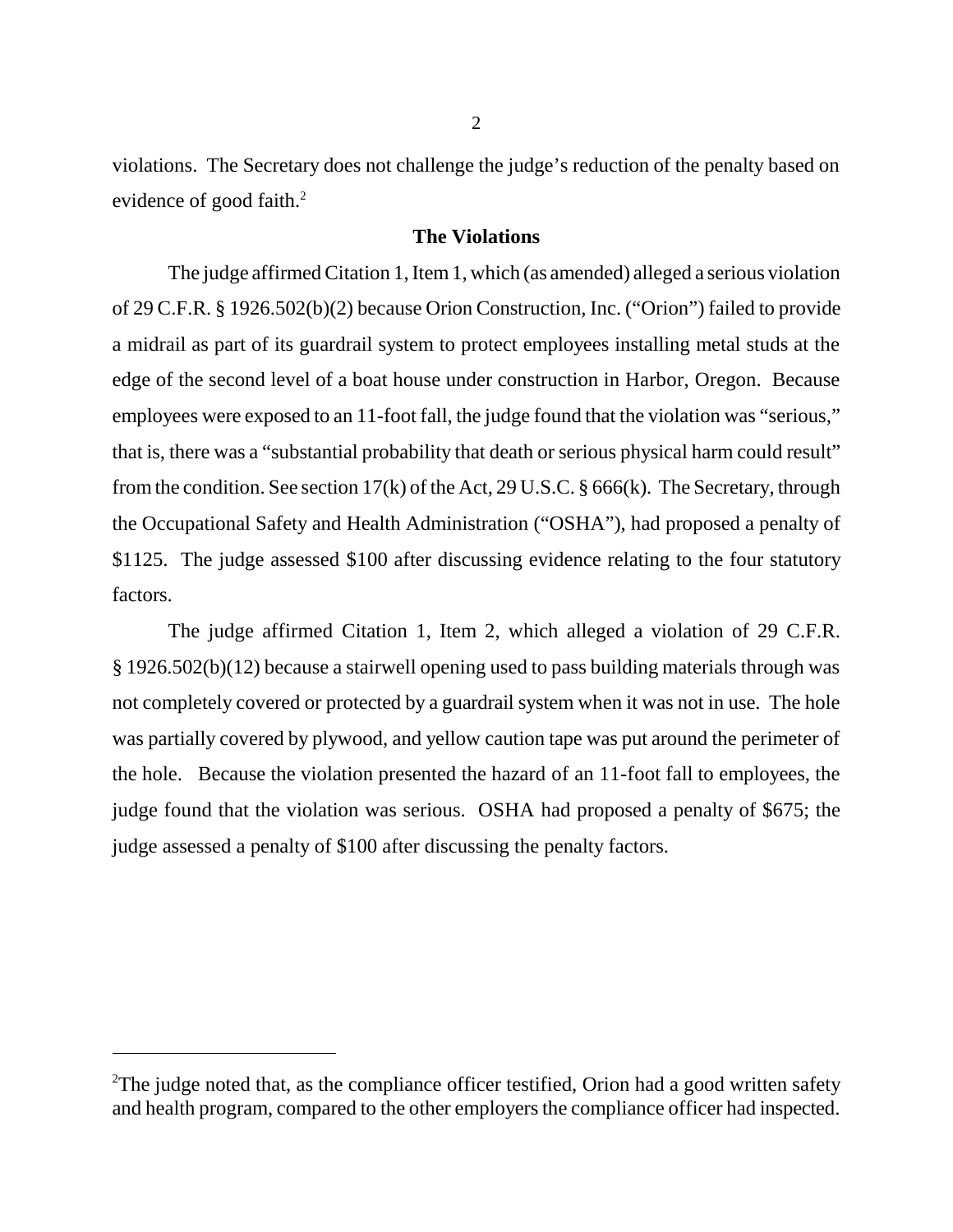violations. The Secretary does not challenge the judge's reduction of the penalty based on evidence of good faith.[2]

## The Violations

The judge affirmed Citation 1, Item 1, which (as amended) alleged a serious violation of 29 C.F.R. § 1926.502(b)(2) because Orion Construction, Inc. ("Orion") failed to provide a midrail as part of its guardrail system to protect employees installing metal studs at the edge of the second level of a boat house under construction in Harbor, Oregon. Because employees were exposed to an 11-foot fall, the judge found that the violation was "serious," that is, there was a "substantial probability that death or serious physical harm could result" from the condition. See section 17(k) of the Act, 29 U.S.C. § 666(k). The Secretary, through the Occupational Safety and Health Administration ("OSHA"), had proposed a penalty of $1125. The judge assessed $100 after discussing evidence relating to the four statutory factors.

The judge affirmed Citation 1, Item 2, which alleged a violation of 29 C.F.R. § 1926.502(b)(12) because a stairwell opening used to pass building materials through was not completely covered or protected by a guardrail system when it was not in use. The hole was partially covered by plywood, and yellow caution tape was put around the perimeter of the hole. Because the violation presented the hazard of an 11-foot fall to employees, the judge found that the violation was serious. OSHA had proposed a penalty of $675; the judge assessed a penalty of $100 after discussing the penalty factors.

---

[2]The judge noted that, as the compliance officer testified, Orion had a good written safety and health program, compared to the other employers the compliance officer had inspected.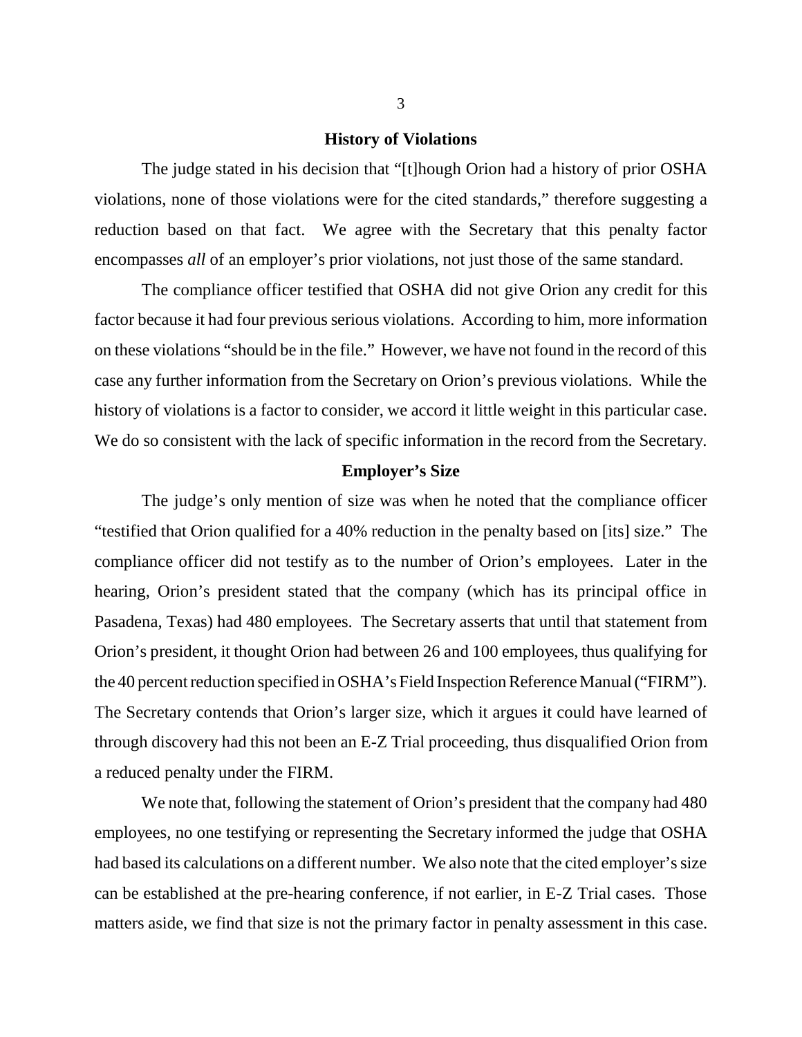## History of Violations

The judge stated in his decision that "[t]hough Orion had a history of prior OSHA violations, none of those violations were for the cited standards," therefore suggesting a reduction based on that fact. We agree with the Secretary that this penalty factor encompasses *all* of an employer's prior violations, not just those of the same standard.

The compliance officer testified that OSHA did not give Orion any credit for this factor because it had four previous serious violations. According to him, more information on these violations "should be in the file." However, we have not found in the record of this case any further information from the Secretary on Orion's previous violations. While the history of violations is a factor to consider, we accord it little weight in this particular case. We do so consistent with the lack of specific information in the record from the Secretary.

## Employer's Size

The judge's only mention of size was when he noted that the compliance officer "testified that Orion qualified for a 40% reduction in the penalty based on [its] size." The compliance officer did not testify as to the number of Orion's employees. Later in the hearing, Orion's president stated that the company (which has its principal office in Pasadena, Texas) had 480 employees. The Secretary asserts that until that statement from Orion's president, it thought Orion had between 26 and 100 employees, thus qualifying for the 40 percent reduction specified in OSHA's Field Inspection Reference Manual ("FIRM"). The Secretary contends that Orion's larger size, which it argues it could have learned of through discovery had this not been an E-Z Trial proceeding, thus disqualified Orion from a reduced penalty under the FIRM.

We note that, following the statement of Orion's president that the company had 480 employees, no one testifying or representing the Secretary informed the judge that OSHA had based its calculations on a different number. We also note that the cited employer's size can be established at the pre-hearing conference, if not earlier, in E-Z Trial cases. Those matters aside, we find that size is not the primary factor in penalty assessment in this case.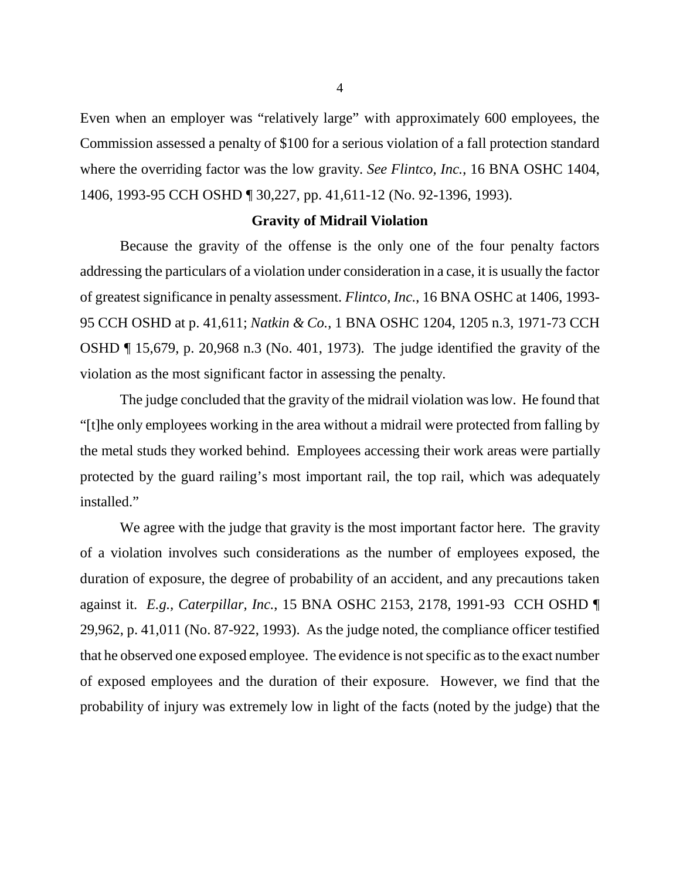Even when an employer was "relatively large" with approximately 600 employees, the Commission assessed a penalty of $100 for a serious violation of a fall protection standard where the overriding factor was the low gravity. *See Flintco, Inc.*, 16 BNA OSHC 1404, 1406, 1993-95 CCH OSHD ¶ 30,227, pp. 41,611-12 (No. 92-1396, 1993).

### Gravity of Midrail Violation

Because the gravity of the offense is the only one of the four penalty factors addressing the particulars of a violation under consideration in a case, it is usually the factor of greatest significance in penalty assessment. *Flintco, Inc.*, 16 BNA OSHC at 1406, 1993-95 CCH OSHD at p. 41,611; *Natkin & Co.*, 1 BNA OSHC 1204, 1205 n.3, 1971-73 CCH OSHD ¶ 15,679, p. 20,968 n.3 (No. 401, 1973). The judge identified the gravity of the violation as the most significant factor in assessing the penalty.

The judge concluded that the gravity of the midrail violation was low. He found that "[t]he only employees working in the area without a midrail were protected from falling by the metal studs they worked behind. Employees accessing their work areas were partially protected by the guard railing's most important rail, the top rail, which was adequately installed."

We agree with the judge that gravity is the most important factor here. The gravity of a violation involves such considerations as the number of employees exposed, the duration of exposure, the degree of probability of an accident, and any precautions taken against it. *E.g.*, *Caterpillar, Inc.*, 15 BNA OSHC 2153, 2178, 1991-93 CCH OSHD ¶ 29,962, p. 41,011 (No. 87-922, 1993). As the judge noted, the compliance officer testified that he observed one exposed employee. The evidence is not specific as to the exact number of exposed employees and the duration of their exposure. However, we find that the probability of injury was extremely low in light of the facts (noted by the judge) that the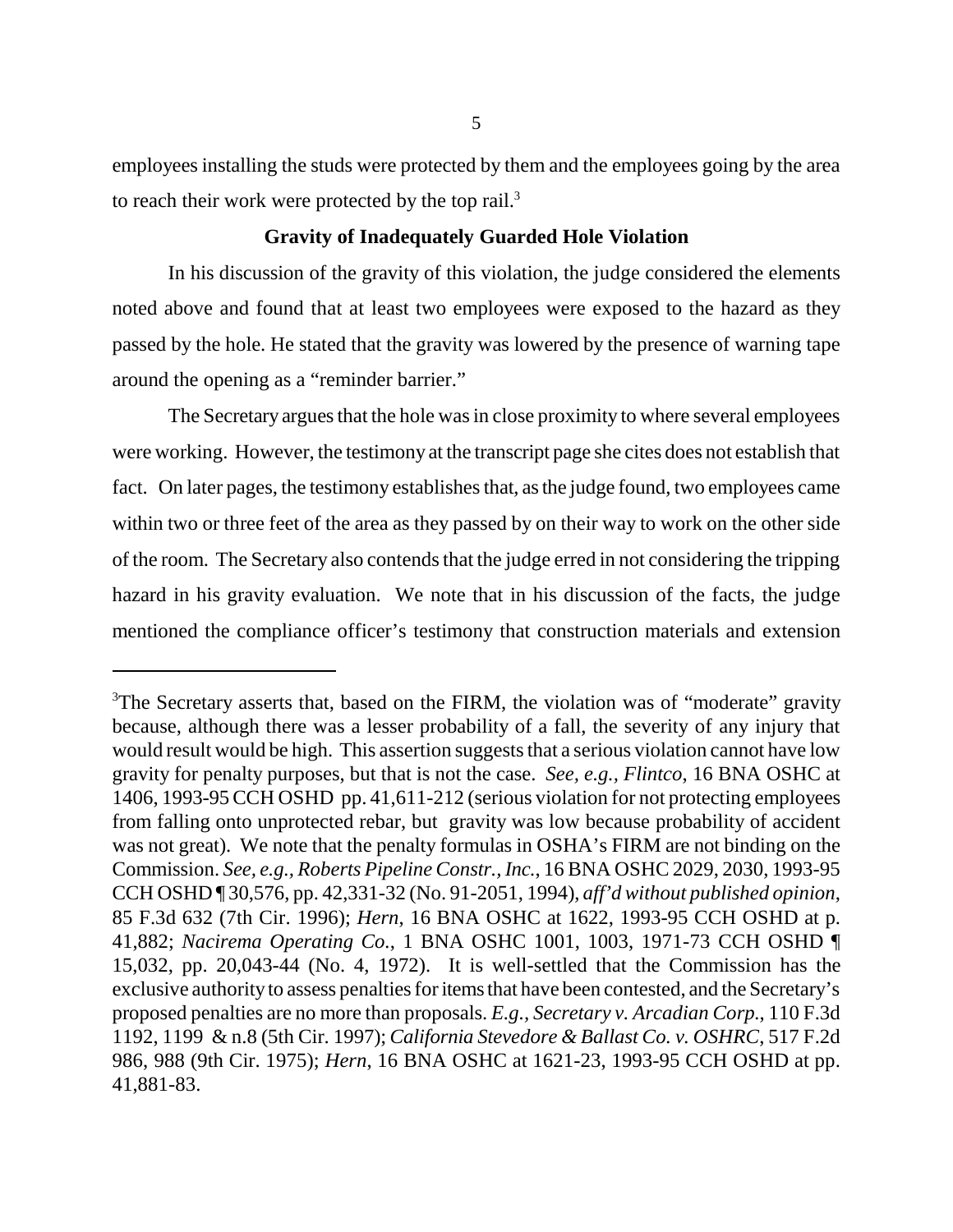employees installing the studs were protected by them and the employees going by the area to reach their work were protected by the top rail.[3]

### Gravity of Inadequately Guarded Hole Violation

In his discussion of the gravity of this violation, the judge considered the elements noted above and found that at least two employees were exposed to the hazard as they passed by the hole. He stated that the gravity was lowered by the presence of warning tape around the opening as a "reminder barrier."

The Secretary argues that the hole was in close proximity to where several employees were working. However, the testimony at the transcript page she cites does not establish that fact. On later pages, the testimony establishes that, as the judge found, two employees came within two or three feet of the area as they passed by on their way to work on the other side of the room. The Secretary also contends that the judge erred in not considering the tripping hazard in his gravity evaluation. We note that in his discussion of the facts, the judge mentioned the compliance officer's testimony that construction materials and extension

---

[3]The Secretary asserts that, based on the FIRM, the violation was of "moderate" gravity because, although there was a lesser probability of a fall, the severity of any injury that would result would be high. This assertion suggests that a serious violation cannot have low gravity for penalty purposes, but that is not the case. *See, e.g., Flintco*, 16 BNA OSHC at 1406, 1993-95 CCH OSHD pp. 41,611-212 (serious violation for not protecting employees from falling onto unprotected rebar, but gravity was low because probability of accident was not great). We note that the penalty formulas in OSHA's FIRM are not binding on the Commission. *See, e.g., Roberts Pipeline Constr., Inc.*, 16 BNA OSHC 2029, 2030, 1993-95 CCH OSHD ¶ 30,576, pp. 42,331-32 (No. 91-2051, 1994), *aff'd without published opinion*, 85 F.3d 632 (7th Cir. 1996); *Hern*, 16 BNA OSHC at 1622, 1993-95 CCH OSHD at p. 41,882; *Nacirema Operating Co.*, 1 BNA OSHC 1001, 1003, 1971-73 CCH OSHD ¶ 15,032, pp. 20,043-44 (No. 4, 1972). It is well-settled that the Commission has the exclusive authority to assess penalties for items that have been contested, and the Secretary's proposed penalties are no more than proposals. *E.g., Secretary v. Arcadian Corp.*, 110 F.3d 1192, 1199 & n.8 (5th Cir. 1997); *California Stevedore & Ballast Co. v. OSHRC*, 517 F.2d 986, 988 (9th Cir. 1975); *Hern*, 16 BNA OSHC at 1621-23, 1993-95 CCH OSHD at pp. 41,881-83.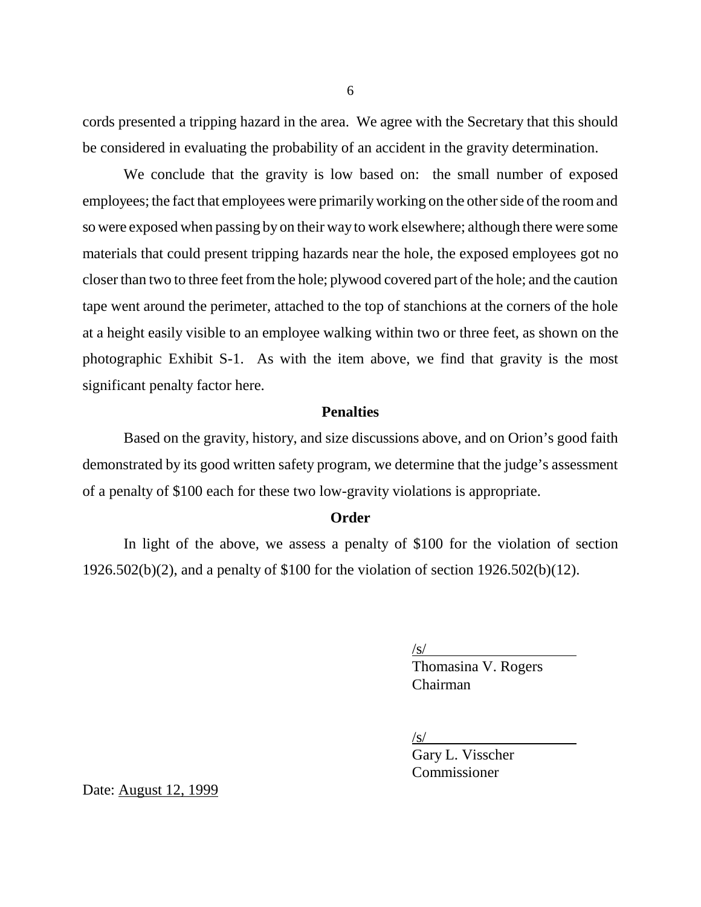cords presented a tripping hazard in the area. We agree with the Secretary that this should be considered in evaluating the probability of an accident in the gravity determination.

We conclude that the gravity is low based on: the small number of exposed employees; the fact that employees were primarily working on the other side of the room and so were exposed when passing by on their way to work elsewhere; although there were some materials that could present tripping hazards near the hole, the exposed employees got no closer than two to three feet from the hole; plywood covered part of the hole; and the caution tape went around the perimeter, attached to the top of stanchions at the corners of the hole at a height easily visible to an employee walking within two or three feet, as shown on the photographic Exhibit S-1. As with the item above, we find that gravity is the most significant penalty factor here.

## Penalties

Based on the gravity, history, and size discussions above, and on Orion's good faith demonstrated by its good written safety program, we determine that the judge's assessment of a penalty of $100 each for these two low-gravity violations is appropriate.

## Order

In light of the above, we assess a penalty of $100 for the violation of section 1926.502(b)(2), and a penalty of $100 for the violation of section 1926.502(b)(12).

/s/
Thomasina V. Rogers
Chairman

/s/
Gary L. Visscher
Commissioner

Date: August 12, 1999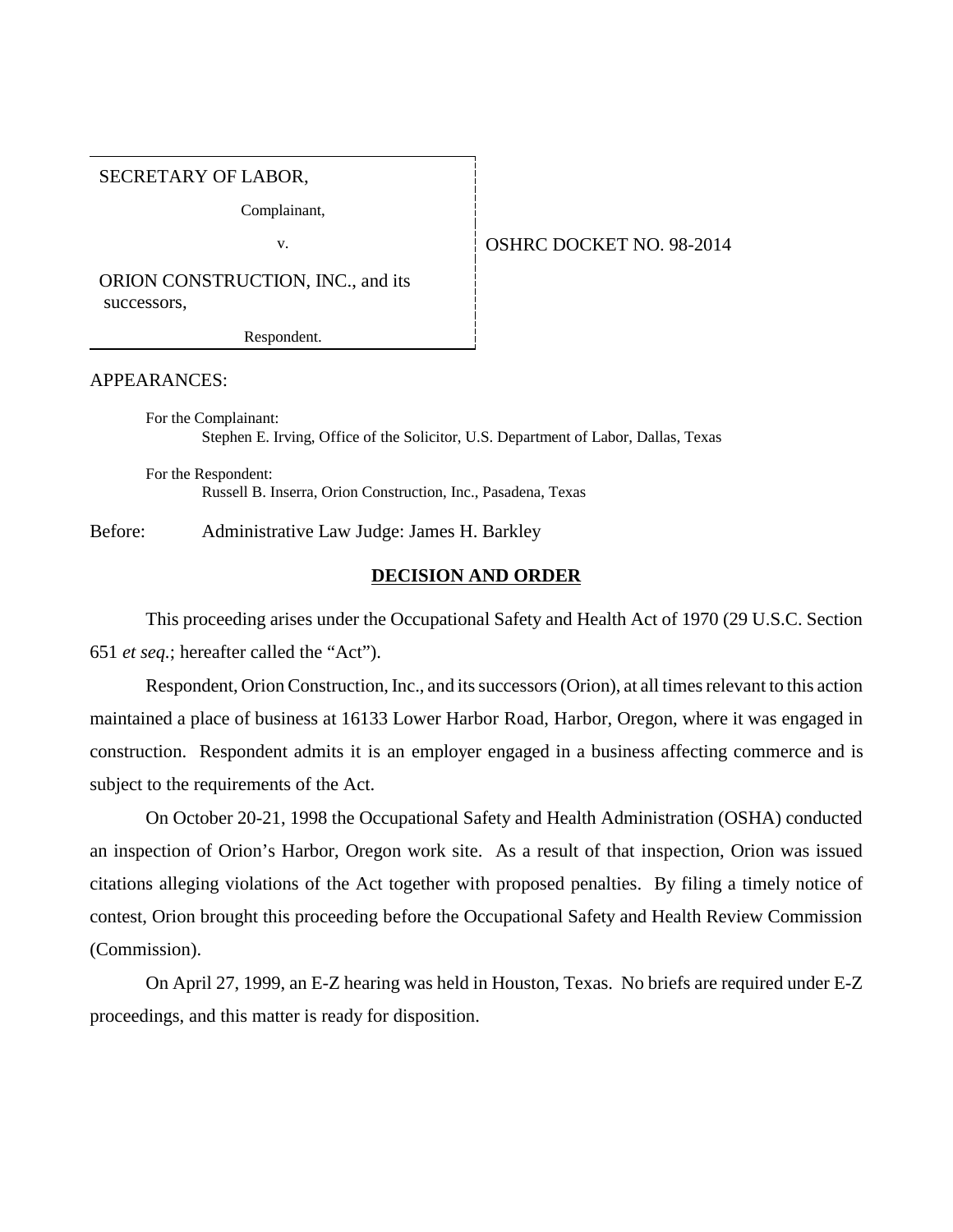SECRETARY OF LABOR,

Complainant,

v.

ORION CONSTRUCTION, INC., and its successors,

Respondent.

OSHRC DOCKET NO. 98-2014

APPEARANCES:

For the Complainant:
Stephen E. Irving, Office of the Solicitor, U.S. Department of Labor, Dallas, Texas

For the Respondent:
Russell B. Inserra, Orion Construction, Inc., Pasadena, Texas

Before: Administrative Law Judge: James H. Barkley

## DECISION AND ORDER

This proceeding arises under the Occupational Safety and Health Act of 1970 (29 U.S.C. Section 651 *et seq.*; hereafter called the "Act").

Respondent, Orion Construction, Inc., and its successors (Orion), at all times relevant to this action maintained a place of business at 16133 Lower Harbor Road, Harbor, Oregon, where it was engaged in construction. Respondent admits it is an employer engaged in a business affecting commerce and is subject to the requirements of the Act.

On October 20-21, 1998 the Occupational Safety and Health Administration (OSHA) conducted an inspection of Orion's Harbor, Oregon work site. As a result of that inspection, Orion was issued citations alleging violations of the Act together with proposed penalties. By filing a timely notice of contest, Orion brought this proceeding before the Occupational Safety and Health Review Commission (Commission).

On April 27, 1999, an E-Z hearing was held in Houston, Texas. No briefs are required under E-Z proceedings, and this matter is ready for disposition.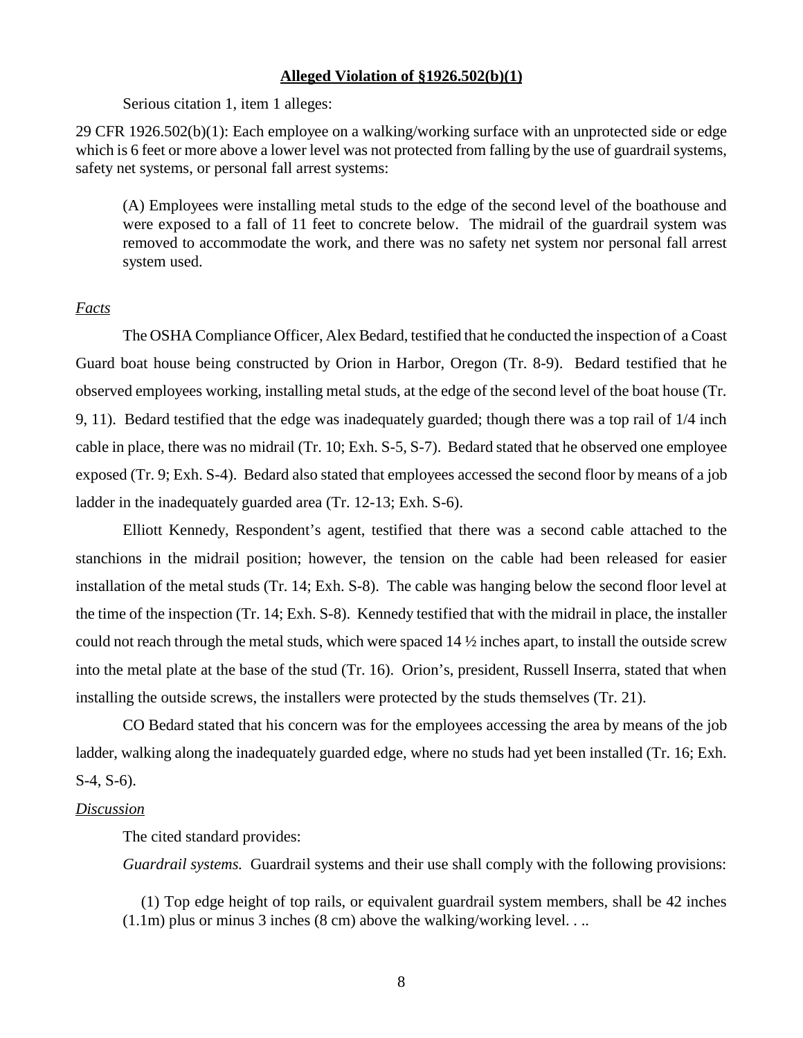**Alleged Violation of §1926.502(b)(1)**

Serious citation 1, item 1 alleges:

29 CFR 1926.502(b)(1): Each employee on a walking/working surface with an unprotected side or edge which is 6 feet or more above a lower level was not protected from falling by the use of guardrail systems, safety net systems, or personal fall arrest systems:

> (A) Employees were installing metal studs to the edge of the second level of the boathouse and were exposed to a fall of 11 feet to concrete below. The midrail of the guardrail system was removed to accommodate the work, and there was no safety net system nor personal fall arrest system used.

*Facts*

The OSHA Compliance Officer, Alex Bedard, testified that he conducted the inspection of a Coast Guard boat house being constructed by Orion in Harbor, Oregon (Tr. 8-9). Bedard testified that he observed employees working, installing metal studs, at the edge of the second level of the boat house (Tr. 9, 11). Bedard testified that the edge was inadequately guarded; though there was a top rail of 1/4 inch cable in place, there was no midrail (Tr. 10; Exh. S-5, S-7). Bedard stated that he observed one employee exposed (Tr. 9; Exh. S-4). Bedard also stated that employees accessed the second floor by means of a job ladder in the inadequately guarded area (Tr. 12-13; Exh. S-6).

Elliott Kennedy, Respondent's agent, testified that there was a second cable attached to the stanchions in the midrail position; however, the tension on the cable had been released for easier installation of the metal studs (Tr. 14; Exh. S-8). The cable was hanging below the second floor level at the time of the inspection (Tr. 14; Exh. S-8). Kennedy testified that with the midrail in place, the installer could not reach through the metal studs, which were spaced 14 ½ inches apart, to install the outside screw into the metal plate at the base of the stud (Tr. 16). Orion's, president, Russell Inserra, stated that when installing the outside screws, the installers were protected by the studs themselves (Tr. 21).

CO Bedard stated that his concern was for the employees accessing the area by means of the job ladder, walking along the inadequately guarded edge, where no studs had yet been installed (Tr. 16; Exh. S-4, S-6).

*Discussion*

The cited standard provides:

*Guardrail systems.* Guardrail systems and their use shall comply with the following provisions:

> (1) Top edge height of top rails, or equivalent guardrail system members, shall be 42 inches (1.1m) plus or minus 3 inches (8 cm) above the walking/working level. . ..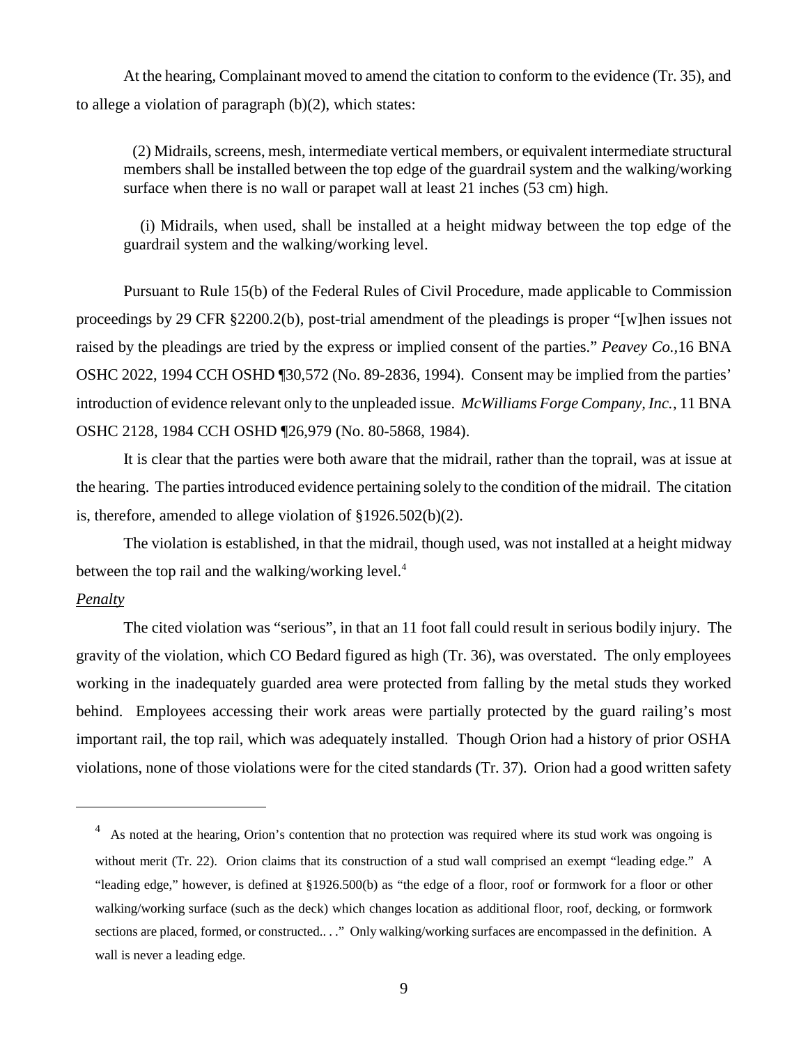At the hearing, Complainant moved to amend the citation to conform to the evidence (Tr. 35), and to allege a violation of paragraph (b)(2), which states:

> (2) Midrails, screens, mesh, intermediate vertical members, or equivalent intermediate structural members shall be installed between the top edge of the guardrail system and the walking/working surface when there is no wall or parapet wall at least 21 inches (53 cm) high.
>
> (i) Midrails, when used, shall be installed at a height midway between the top edge of the guardrail system and the walking/working level.

Pursuant to Rule 15(b) of the Federal Rules of Civil Procedure, made applicable to Commission proceedings by 29 CFR §2200.2(b), post-trial amendment of the pleadings is proper "[w]hen issues not raised by the pleadings are tried by the express or implied consent of the parties." *Peavey Co.,*16 BNA OSHC 2022, 1994 CCH OSHD ¶30,572 (No. 89-2836, 1994). Consent may be implied from the parties' introduction of evidence relevant only to the unpleaded issue. *McWilliams Forge Company, Inc.*, 11 BNA OSHC 2128, 1984 CCH OSHD ¶26,979 (No. 80-5868, 1984).

It is clear that the parties were both aware that the midrail, rather than the toprail, was at issue at the hearing. The parties introduced evidence pertaining solely to the condition of the midrail. The citation is, therefore, amended to allege violation of §1926.502(b)(2).

The violation is established, in that the midrail, though used, was not installed at a height midway between the top rail and the walking/working level.[4]

*Penalty*

The cited violation was "serious", in that an 11 foot fall could result in serious bodily injury. The gravity of the violation, which CO Bedard figured as high (Tr. 36), was overstated. The only employees working in the inadequately guarded area were protected from falling by the metal studs they worked behind. Employees accessing their work areas were partially protected by the guard railing's most important rail, the top rail, which was adequately installed. Though Orion had a history of prior OSHA violations, none of those violations were for the cited standards (Tr. 37). Orion had a good written safety

---

[4] As noted at the hearing, Orion's contention that no protection was required where its stud work was ongoing is without merit (Tr. 22). Orion claims that its construction of a stud wall comprised an exempt "leading edge." A "leading edge," however, is defined at §1926.500(b) as "the edge of a floor, roof or formwork for a floor or other walking/working surface (such as the deck) which changes location as additional floor, roof, decking, or formwork sections are placed, formed, or constructed.. . ." Only walking/working surfaces are encompassed in the definition. A wall is never a leading edge.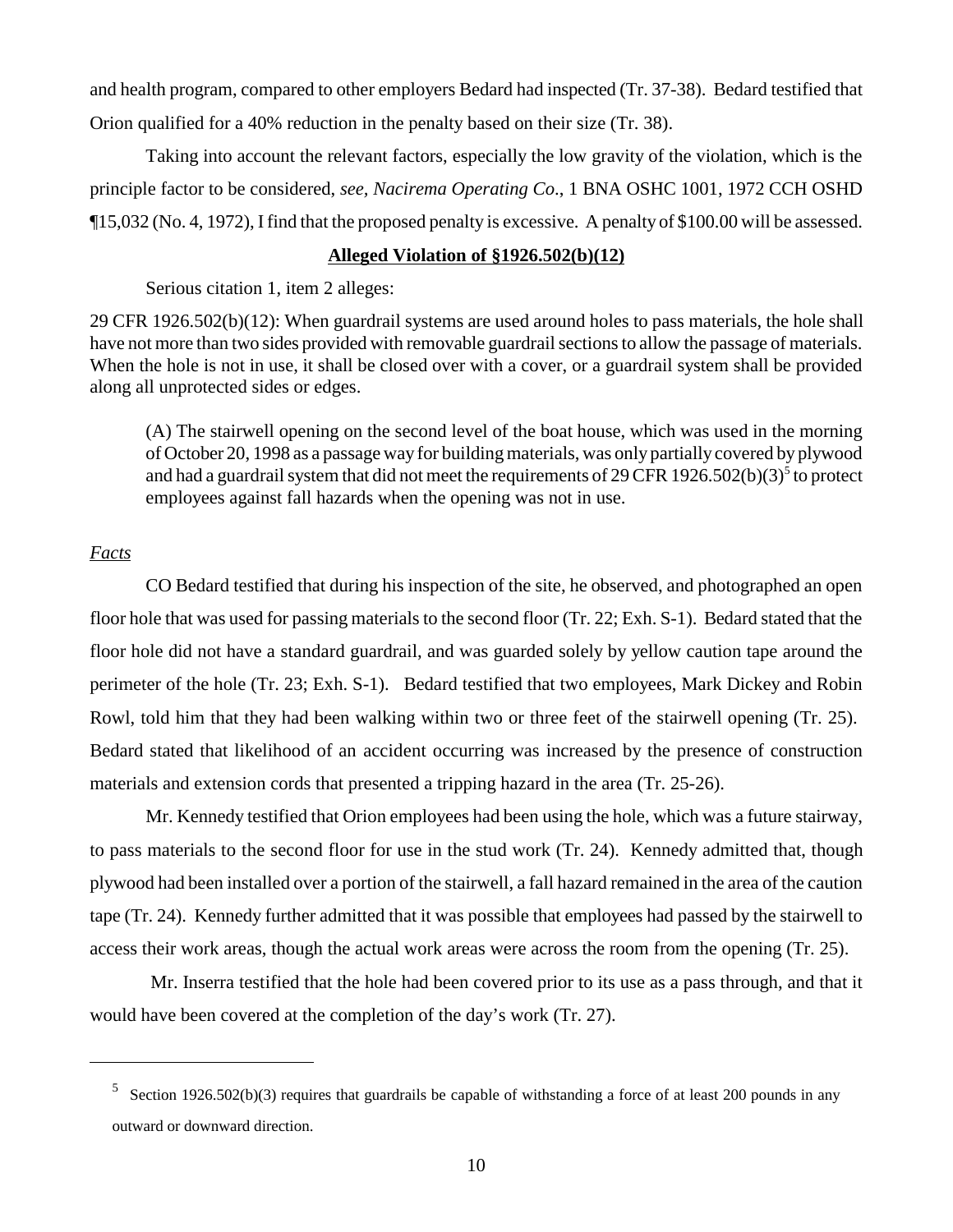and health program, compared to other employers Bedard had inspected (Tr. 37-38). Bedard testified that Orion qualified for a 40% reduction in the penalty based on their size (Tr. 38).

Taking into account the relevant factors, especially the low gravity of the violation, which is the principle factor to be considered, *see, Nacirema Operating Co*., 1 BNA OSHC 1001, 1972 CCH OSHD ¶15,032 (No. 4, 1972), I find that the proposed penalty is excessive. A penalty of $100.00 will be assessed.

**Alleged Violation of §1926.502(b)(12)**

Serious citation 1, item 2 alleges:

29 CFR 1926.502(b)(12): When guardrail systems are used around holes to pass materials, the hole shall have not more than two sides provided with removable guardrail sections to allow the passage of materials. When the hole is not in use, it shall be closed over with a cover, or a guardrail system shall be provided along all unprotected sides or edges.

> (A) The stairwell opening on the second level of the boat house, which was used in the morning of October 20, 1998 as a passage way for building materials, was only partially covered by plywood and had a guardrail system that did not meet the requirements of 29 CFR 1926.502(b)(3)[5] to protect employees against fall hazards when the opening was not in use.

*Facts*

CO Bedard testified that during his inspection of the site, he observed, and photographed an open floor hole that was used for passing materials to the second floor (Tr. 22; Exh. S-1). Bedard stated that the floor hole did not have a standard guardrail, and was guarded solely by yellow caution tape around the perimeter of the hole (Tr. 23; Exh. S-1). Bedard testified that two employees, Mark Dickey and Robin Rowl, told him that they had been walking within two or three feet of the stairwell opening (Tr. 25). Bedard stated that likelihood of an accident occurring was increased by the presence of construction materials and extension cords that presented a tripping hazard in the area (Tr. 25-26).

Mr. Kennedy testified that Orion employees had been using the hole, which was a future stairway, to pass materials to the second floor for use in the stud work (Tr. 24). Kennedy admitted that, though plywood had been installed over a portion of the stairwell, a fall hazard remained in the area of the caution tape (Tr. 24). Kennedy further admitted that it was possible that employees had passed by the stairwell to access their work areas, though the actual work areas were across the room from the opening (Tr. 25).

Mr. Inserra testified that the hole had been covered prior to its use as a pass through, and that it would have been covered at the completion of the day's work (Tr. 27).

---

[5] Section 1926.502(b)(3) requires that guardrails be capable of withstanding a force of at least 200 pounds in any outward or downward direction.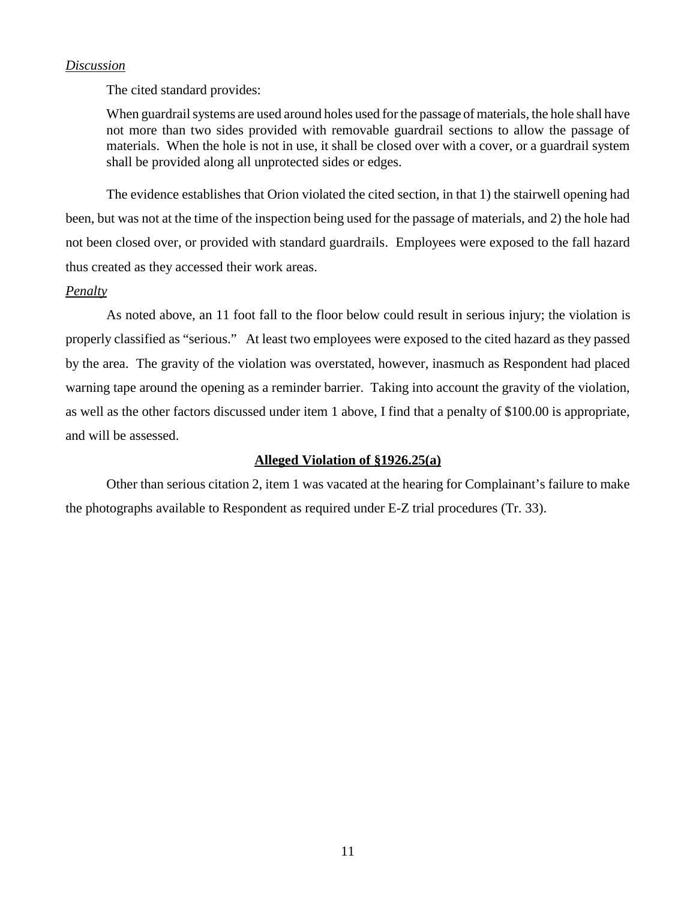*Discussion*

The cited standard provides:

> When guardrail systems are used around holes used for the passage of materials, the hole shall have not more than two sides provided with removable guardrail sections to allow the passage of materials. When the hole is not in use, it shall be closed over with a cover, or a guardrail system shall be provided along all unprotected sides or edges.

The evidence establishes that Orion violated the cited section, in that 1) the stairwell opening had been, but was not at the time of the inspection being used for the passage of materials, and 2) the hole had not been closed over, or provided with standard guardrails. Employees were exposed to the fall hazard thus created as they accessed their work areas.

*Penalty*

As noted above, an 11 foot fall to the floor below could result in serious injury; the violation is properly classified as "serious." At least two employees were exposed to the cited hazard as they passed by the area. The gravity of the violation was overstated, however, inasmuch as Respondent had placed warning tape around the opening as a reminder barrier. Taking into account the gravity of the violation, as well as the other factors discussed under item 1 above, I find that a penalty of $100.00 is appropriate, and will be assessed.

**Alleged Violation of §1926.25(a)**

Other than serious citation 2, item 1 was vacated at the hearing for Complainant's failure to make the photographs available to Respondent as required under E-Z trial procedures (Tr. 33).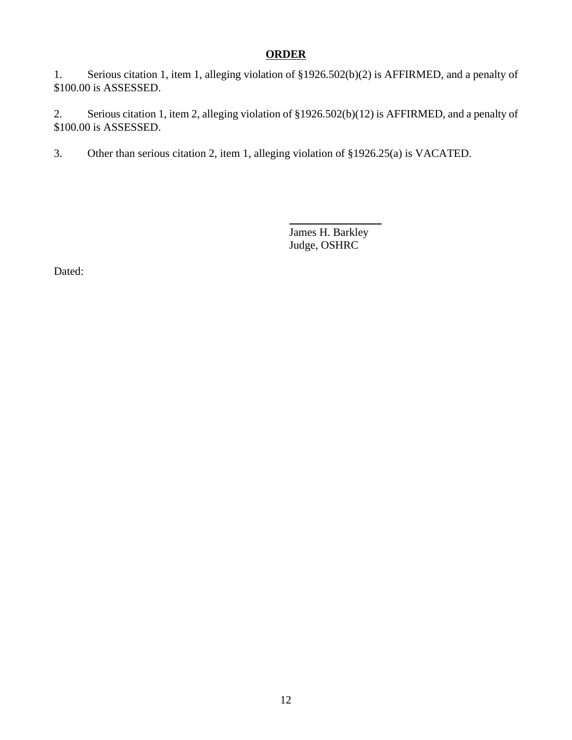## ORDER

1. Serious citation 1, item 1, alleging violation of §1926.502(b)(2) is AFFIRMED, and a penalty of $100.00 is ASSESSED.

2. Serious citation 1, item 2, alleging violation of §1926.502(b)(12) is AFFIRMED, and a penalty of $100.00 is ASSESSED.

3. Other than serious citation 2, item 1, alleging violation of §1926.25(a) is VACATED.

James H. Barkley
Judge, OSHRC

Dated: